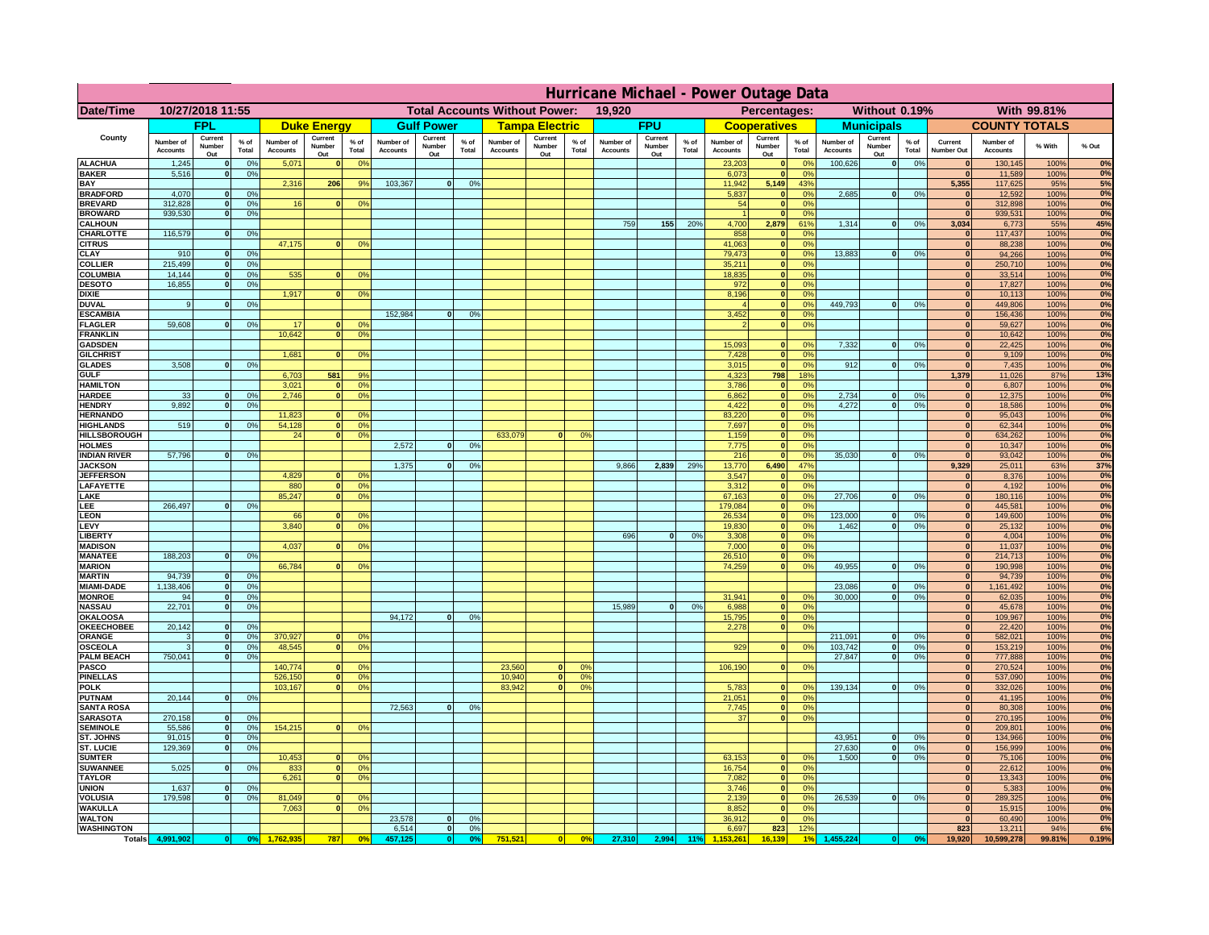# Hurricane Michael - Power Outage Data

| Date/Time | 10/27/2018 11:55 | | | Total Accounts Without Power: | | | | 19,920 | | | | Percentages: | | | Without 0.19% | | | With 99.81% | | | | | |
|---|---|---|---|---|---|---|---|---|---|---|---|---|---|---|---|---|---|---|---|---|---|---|---|
| County | FPL | | | Duke Energy | | | Gulf Power | | | Tampa Electric | | | FPU | | | Cooperatives | | | Municipals | | | COUNTY TOTALS | | | |
| | Number of Accounts | Current Number Out | % of Total | Number of Accounts | Current Number Out | % of Total | Number of Accounts | Current Number Out | % of Total | Number of Accounts | Current Number Out | % of Total | Number of Accounts | Current Number Out | % of Total | Number of Accounts | Current Number Out | % of Total | Number of Accounts | Current Number Out | % of Total | Current Number Out | Number of Accounts | % With | % Out |
| ALACHUA | 1,245 | 0 | 0% | 5,071 | 0 | 0% | | | | | | | | | | 23,203 | 0 | 0% | 100,626 | 0 | 0% | 0 | 130,145 | 100% | 0% |
| BAKER | 5,516 | 0 | 0% | | | | | | | | | | | | | 6,073 | 0 | 0% | | | | 0 | 11,589 | 100% | 0% |
| BAY | | | | 2,316 | 206 | 9% | 103,367 | 0 | 0% | | | | | | | 11,942 | 5,149 | 43% | | | | 5,355 | 117,625 | 95% | 5% |
| BRADFORD | 4,070 | 0 | 0% | | | | | | | | | | | | | 5,837 | 0 | 0% | 2,685 | 0 | 0% | 0 | 12,592 | 100% | 0% |
| BREVARD | 312,828 | 0 | 0% | 16 | 0 | 0% | | | | | | | | | | 54 | 0 | 0% | | | | 0 | 312,898 | 100% | 0% |
| BROWARD | 939,530 | 0 | 0% | | | | | | | | | | | | | 1 | 0 | 0% | | | | 0 | 939,531 | 100% | 0% |
| CALHOUN | | | | | | | | | | | | | 759 | 155 | 20% | 4,700 | 2,879 | 61% | 1,314 | 0 | 0% | 3,034 | 6,773 | 55% | 45% |
| CHARLOTTE | 116,579 | 0 | 0% | | | | | | | | | | | | | 858 | 0 | 0% | | | | 0 | 117,437 | 100% | 0% |
| CITRUS | | | | 47,175 | 0 | 0% | | | | | | | | | | 41,063 | 0 | 0% | | | | 0 | 88,238 | 100% | 0% |
| CLAY | 910 | 0 | 0% | | | | | | | | | | | | | 79,473 | 0 | 0% | 13,883 | 0 | 0% | 0 | 94,266 | 100% | 0% |
| COLLIER | 215,499 | 0 | 0% | | | | | | | | | | | | | 35,211 | 0 | 0% | | | | 0 | 250,710 | 100% | 0% |
| COLUMBIA | 14,144 | 0 | 0% | 535 | 0 | 0% | | | | | | | | | | 18,835 | 0 | 0% | | | | 0 | 33,514 | 100% | 0% |
| DESOTO | 16,855 | 0 | 0% | | | | | | | | | | | | | 972 | 0 | 0% | | | | 0 | 17,827 | 100% | 0% |
| DIXIE | | | | 1,917 | 0 | 0% | | | | | | | | | | 8,196 | 0 | 0% | | | | 0 | 10,113 | 100% | 0% |
| DUVAL | 9 | 0 | 0% | | | | | | | | | | | | | 4 | 0 | 0% | 449,793 | 0 | 0% | 0 | 449,806 | 100% | 0% |
| ESCAMBIA | | | | | | | 152,984 | 0 | 0% | | | | | | | 3,452 | 0 | 0% | | | | 0 | 156,436 | 100% | 0% |
| FLAGLER | 59,608 | 0 | 0% | 17 | 0 | 0% | | | | | | | | | | 2 | 0 | 0% | | | | 0 | 59,627 | 100% | 0% |
| FRANKLIN | | | | 10,642 | 0 | 0% | | | | | | | | | | | | | | | | 0 | 10,642 | 100% | 0% |
| GADSDEN | | | | | | | | | | | | | | | | 15,093 | 0 | 0% | 7,332 | 0 | 0% | 0 | 22,425 | 100% | 0% |
| GILCHRIST | | | | 1,681 | 0 | 0% | | | | | | | | | | 7,428 | 0 | 0% | | | | 0 | 9,109 | 100% | 0% |
| GLADES | 3,508 | 0 | 0% | | | | | | | | | | | | | 3,015 | 0 | 0% | 912 | 0 | 0% | 0 | 7,435 | 100% | 0% |
| GULF | | | | 6,703 | 581 | 9% | | | | | | | | | | 4,323 | 798 | 18% | | | | 1,379 | 11,026 | 87% | 13% |
| HAMILTON | | | | 3,021 | 0 | 0% | | | | | | | | | | 3,786 | 0 | 0% | | | | 0 | 6,807 | 100% | 0% |
| HARDEE | 33 | 0 | 0% | 2,746 | 0 | 0% | | | | | | | | | | 6,862 | 0 | 0% | 2,734 | 0 | 0% | 0 | 12,375 | 100% | 0% |
| HENDRY | 9,892 | 0 | 0% | | | | | | | | | | | | | 4,422 | 0 | 0% | 4,272 | 0 | 0% | 0 | 18,586 | 100% | 0% |
| HERNANDO | | | | 11,823 | 0 | 0% | | | | | | | | | | 83,220 | 0 | 0% | | | | 0 | 95,043 | 100% | 0% |
| HIGHLANDS | 519 | 0 | 0% | 54,128 | 0 | 0% | | | | | | | | | | 7,697 | 0 | 0% | | | | 0 | 62,344 | 100% | 0% |
| HILLSBOROUGH | | | | 24 | 0 | 0% | | | | 633,079 | 0 | 0% | | | | 1,159 | 0 | 0% | | | | 0 | 634,262 | 100% | 0% |
| HOLMES | | | | | | | 2,572 | 0 | 0% | | | | | | | 7,775 | 0 | 0% | | | | 0 | 10,347 | 100% | 0% |
| INDIAN RIVER | 57,796 | 0 | 0% | | | | | | | | | | | | | 216 | 0 | 0% | 35,030 | 0 | 0% | 0 | 93,042 | 100% | 0% |
| JACKSON | | | | | | | 1,375 | 0 | 0% | | | | 9,866 | 2,839 | 29% | 13,770 | 6,490 | 47% | | | | 9,329 | 25,011 | 63% | 37% |
| JEFFERSON | | | | 4,829 | 0 | 0% | | | | | | | | | | 3,547 | 0 | 0% | | | | 0 | 8,376 | 100% | 0% |
| LAFAYETTE | | | | 880 | 0 | 0% | | | | | | | | | | 3,312 | 0 | 0% | | | | 0 | 4,192 | 100% | 0% |
| LAKE | | | | 85,247 | 0 | 0% | | | | | | | | | | 67,163 | 0 | 0% | 27,706 | 0 | 0% | 0 | 180,116 | 100% | 0% |
| LEE | 266,497 | 0 | 0% | | | | | | | | | | | | | 179,084 | 0 | 0% | | | | 0 | 445,581 | 100% | 0% |
| LEON | | | | 66 | 0 | 0% | | | | | | | | | | 26,534 | 0 | 0% | 123,000 | 0 | 0% | 0 | 149,600 | 100% | 0% |
| LEVY | | | | 3,840 | 0 | 0% | | | | | | | | | | 19,830 | 0 | 0% | 1,462 | 0 | 0% | 0 | 25,132 | 100% | 0% |
| LIBERTY | | | | | | | | | | | | | 696 | 0 | 0% | 3,308 | 0 | 0% | | | | 0 | 4,004 | 100% | 0% |
| MADISON | | | | 4,037 | 0 | 0% | | | | | | | | | | 7,000 | 0 | 0% | | | | 0 | 11,037 | 100% | 0% |
| MANATEE | 188,203 | 0 | 0% | | | | | | | | | | | | | 26,510 | 0 | 0% | | | | 0 | 214,713 | 100% | 0% |
| MARION | | | | 66,784 | 0 | 0% | | | | | | | | | | 74,259 | 0 | 0% | 49,955 | 0 | 0% | 0 | 190,998 | 100% | 0% |
| MARTIN | 94,739 | 0 | 0% | | | | | | | | | | | | | | | | | | | 0 | 94,739 | 100% | 0% |
| MIAMI-DADE | 1,138,406 | 0 | 0% | | | | | | | | | | | | | | | | 23,086 | 0 | 0% | 0 | 1,161,492 | 100% | 0% |
| MONROE | 94 | 0 | 0% | | | | | | | | | | | | | 31,941 | 0 | 0% | 30,000 | 0 | 0% | 0 | 62,035 | 100% | 0% |
| NASSAU | 22,701 | 0 | 0% | | | | | | | | | | 15,989 | 0 | 0% | 6,988 | 0 | 0% | | | | 0 | 45,678 | 100% | 0% |
| OKALOOSA | | | | | | | 94,172 | 0 | 0% | | | | | | | 15,795 | 0 | 0% | | | | 0 | 109,967 | 100% | 0% |
| OKEECHOBEE | 20,142 | 0 | 0% | | | | | | | | | | | | | 2,278 | 0 | 0% | | | | 0 | 22,420 | 100% | 0% |
| ORANGE | 3 | 0 | 0% | 370,927 | 0 | 0% | | | | | | | | | | | | | 211,091 | 0 | 0% | 0 | 582,021 | 100% | 0% |
| OSCEOLA | 3 | 0 | 0% | 48,545 | 0 | 0% | | | | | | | | | | 929 | 0 | 0% | 103,742 | 0 | 0% | 0 | 153,219 | 100% | 0% |
| PALM BEACH | 750,041 | 0 | 0% | | | | | | | | | | | | | | | | 27,847 | 0 | 0% | 0 | 777,888 | 100% | 0% |
| PASCO | | | | 140,774 | 0 | 0% | | | | 23,560 | 0 | 0% | | | | 106,190 | 0 | 0% | | | | 0 | 270,524 | 100% | 0% |
| PINELLAS | | | | 526,150 | 0 | 0% | | | | 10,940 | 0 | 0% | | | | | | | | | | 0 | 537,090 | 100% | 0% |
| POLK | | | | 103,167 | 0 | 0% | | | | 83,942 | 0 | 0% | | | | 5,783 | 0 | 0% | 139,134 | 0 | 0% | 0 | 332,026 | 100% | 0% |
| PUTNAM | 20,144 | 0 | 0% | | | | | | | | | | | | | 21,051 | 0 | 0% | | | | 0 | 41,195 | 100% | 0% |
| SANTA ROSA | | | | | | | 72,563 | 0 | 0% | | | | | | | 7,745 | 0 | 0% | | | | 0 | 80,308 | 100% | 0% |
| SARASOTA | 270,158 | 0 | 0% | | | | | | | | | | | | | 37 | 0 | 0% | | | | 0 | 270,195 | 100% | 0% |
| SEMINOLE | 55,586 | 0 | 0% | 154,215 | 0 | 0% | | | | | | | | | | | | | | | | 0 | 209,801 | 100% | 0% |
| ST. JOHNS | 91,015 | 0 | 0% | | | | | | | | | | | | | | | | 43,951 | 0 | 0% | 0 | 134,966 | 100% | 0% |
| ST. LUCIE | 129,369 | 0 | 0% | | | | | | | | | | | | | | | | 27,630 | 0 | 0% | 0 | 156,999 | 100% | 0% |
| SUMTER | | | | 10,453 | 0 | 0% | | | | | | | | | | 63,153 | 0 | 0% | 1,500 | 0 | 0% | 0 | 75,106 | 100% | 0% |
| SUWANNEE | 5,025 | 0 | 0% | 833 | 0 | 0% | | | | | | | | | | 16,754 | 0 | 0% | | | | 0 | 22,612 | 100% | 0% |
| TAYLOR | | | | 6,261 | 0 | 0% | | | | | | | | | | 7,082 | 0 | 0% | | | | 0 | 13,343 | 100% | 0% |
| UNION | 1,637 | 0 | 0% | | | | | | | | | | | | | 3,746 | 0 | 0% | | | | 0 | 5,383 | 100% | 0% |
| VOLUSIA | 179,598 | 0 | 0% | 81,049 | 0 | 0% | | | | | | | | | | 2,139 | 0 | 0% | 26,539 | 0 | 0% | 0 | 289,325 | 100% | 0% |
| WAKULLA | | | | 7,063 | 0 | 0% | | | | | | | | | | 8,852 | 0 | 0% | | | | 0 | 15,915 | 100% | 0% |
| WALTON | | | | | | | 23,578 | 0 | 0% | | | | | | | 36,912 | 0 | 0% | | | | 0 | 60,490 | 100% | 0% |
| WASHINGTON | | | | | | | 6,514 | 0 | 0% | | | | | | | 6,697 | 823 | 12% | | | | 823 | 13,211 | 94% | 6% |
| Totals | 4,991,902 | 0 | 0% | 1,762,935 | 787 | 0% | 457,125 | 0 | 0% | 751,521 | 0 | 0% | 27,310 | 2,994 | 11% | 1,153,261 | 16,139 | 1% | 1,455,224 | 0 | 0% | 19,920 | 10,599,278 | 99.81% | 0.19% |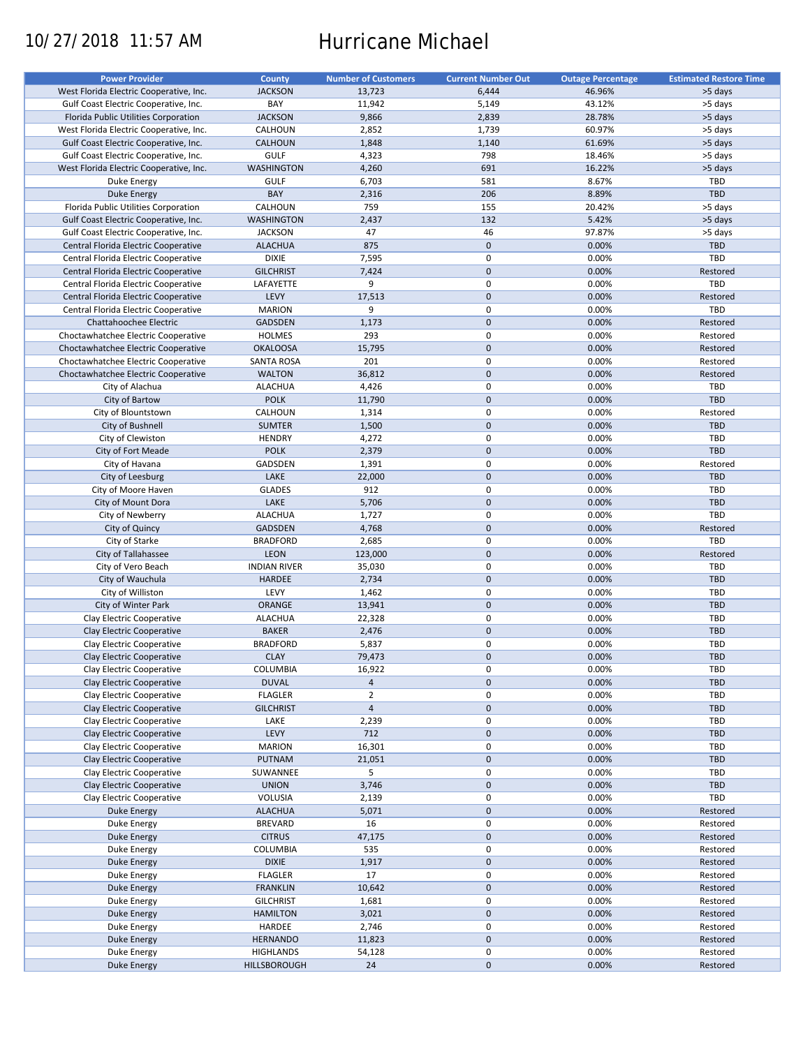10/27/2018 11:57 AM

# Hurricane Michael

| Power Provider | County | Number of Customers | Current Number Out | Outage Percentage | Estimated Restore Time |
|---|---|---|---|---|---|
| West Florida Electric Cooperative, Inc. | JACKSON | 13,723 | 6,444 | 46.96% | >5 days |
| Gulf Coast Electric Cooperative, Inc. | BAY | 11,942 | 5,149 | 43.12% | >5 days |
| Florida Public Utilities Corporation | JACKSON | 9,866 | 2,839 | 28.78% | >5 days |
| West Florida Electric Cooperative, Inc. | CALHOUN | 2,852 | 1,739 | 60.97% | >5 days |
| Gulf Coast Electric Cooperative, Inc. | CALHOUN | 1,848 | 1,140 | 61.69% | >5 days |
| Gulf Coast Electric Cooperative, Inc. | GULF | 4,323 | 798 | 18.46% | >5 days |
| West Florida Electric Cooperative, Inc. | WASHINGTON | 4,260 | 691 | 16.22% | >5 days |
| Duke Energy | GULF | 6,703 | 581 | 8.67% | TBD |
| Duke Energy | BAY | 2,316 | 206 | 8.89% | TBD |
| Florida Public Utilities Corporation | CALHOUN | 759 | 155 | 20.42% | >5 days |
| Gulf Coast Electric Cooperative, Inc. | WASHINGTON | 2,437 | 132 | 5.42% | >5 days |
| Gulf Coast Electric Cooperative, Inc. | JACKSON | 47 | 46 | 97.87% | >5 days |
| Central Florida Electric Cooperative | ALACHUA | 875 | 0 | 0.00% | TBD |
| Central Florida Electric Cooperative | DIXIE | 7,595 | 0 | 0.00% | TBD |
| Central Florida Electric Cooperative | GILCHRIST | 7,424 | 0 | 0.00% | Restored |
| Central Florida Electric Cooperative | LAFAYETTE | 9 | 0 | 0.00% | TBD |
| Central Florida Electric Cooperative | LEVY | 17,513 | 0 | 0.00% | Restored |
| Central Florida Electric Cooperative | MARION | 9 | 0 | 0.00% | TBD |
| Chattahoochee Electric | GADSDEN | 1,173 | 0 | 0.00% | Restored |
| Choctawhatchee Electric Cooperative | HOLMES | 293 | 0 | 0.00% | Restored |
| Choctawhatchee Electric Cooperative | OKALOOSA | 15,795 | 0 | 0.00% | Restored |
| Choctawhatchee Electric Cooperative | SANTA ROSA | 201 | 0 | 0.00% | Restored |
| Choctawhatchee Electric Cooperative | WALTON | 36,812 | 0 | 0.00% | Restored |
| City of Alachua | ALACHUA | 4,426 | 0 | 0.00% | TBD |
| City of Bartow | POLK | 11,790 | 0 | 0.00% | TBD |
| City of Blountstown | CALHOUN | 1,314 | 0 | 0.00% | Restored |
| City of Bushnell | SUMTER | 1,500 | 0 | 0.00% | TBD |
| City of Clewiston | HENDRY | 4,272 | 0 | 0.00% | TBD |
| City of Fort Meade | POLK | 2,379 | 0 | 0.00% | TBD |
| City of Havana | GADSDEN | 1,391 | 0 | 0.00% | Restored |
| City of Leesburg | LAKE | 22,000 | 0 | 0.00% | TBD |
| City of Moore Haven | GLADES | 912 | 0 | 0.00% | TBD |
| City of Mount Dora | LAKE | 5,706 | 0 | 0.00% | TBD |
| City of Newberry | ALACHUA | 1,727 | 0 | 0.00% | TBD |
| City of Quincy | GADSDEN | 4,768 | 0 | 0.00% | Restored |
| City of Starke | BRADFORD | 2,685 | 0 | 0.00% | TBD |
| City of Tallahassee | LEON | 123,000 | 0 | 0.00% | Restored |
| City of Vero Beach | INDIAN RIVER | 35,030 | 0 | 0.00% | TBD |
| City of Wauchula | HARDEE | 2,734 | 0 | 0.00% | TBD |
| City of Williston | LEVY | 1,462 | 0 | 0.00% | TBD |
| City of Winter Park | ORANGE | 13,941 | 0 | 0.00% | TBD |
| Clay Electric Cooperative | ALACHUA | 22,328 | 0 | 0.00% | TBD |
| Clay Electric Cooperative | BAKER | 2,476 | 0 | 0.00% | TBD |
| Clay Electric Cooperative | BRADFORD | 5,837 | 0 | 0.00% | TBD |
| Clay Electric Cooperative | CLAY | 79,473 | 0 | 0.00% | TBD |
| Clay Electric Cooperative | COLUMBIA | 16,922 | 0 | 0.00% | TBD |
| Clay Electric Cooperative | DUVAL | 4 | 0 | 0.00% | TBD |
| Clay Electric Cooperative | FLAGLER | 2 | 0 | 0.00% | TBD |
| Clay Electric Cooperative | GILCHRIST | 4 | 0 | 0.00% | TBD |
| Clay Electric Cooperative | LAKE | 2,239 | 0 | 0.00% | TBD |
| Clay Electric Cooperative | LEVY | 712 | 0 | 0.00% | TBD |
| Clay Electric Cooperative | MARION | 16,301 | 0 | 0.00% | TBD |
| Clay Electric Cooperative | PUTNAM | 21,051 | 0 | 0.00% | TBD |
| Clay Electric Cooperative | SUWANNEE | 5 | 0 | 0.00% | TBD |
| Clay Electric Cooperative | UNION | 3,746 | 0 | 0.00% | TBD |
| Clay Electric Cooperative | VOLUSIA | 2,139 | 0 | 0.00% | TBD |
| Duke Energy | ALACHUA | 5,071 | 0 | 0.00% | Restored |
| Duke Energy | BREVARD | 16 | 0 | 0.00% | Restored |
| Duke Energy | CITRUS | 47,175 | 0 | 0.00% | Restored |
| Duke Energy | COLUMBIA | 535 | 0 | 0.00% | Restored |
| Duke Energy | DIXIE | 1,917 | 0 | 0.00% | Restored |
| Duke Energy | FLAGLER | 17 | 0 | 0.00% | Restored |
| Duke Energy | FRANKLIN | 10,642 | 0 | 0.00% | Restored |
| Duke Energy | GILCHRIST | 1,681 | 0 | 0.00% | Restored |
| Duke Energy | HAMILTON | 3,021 | 0 | 0.00% | Restored |
| Duke Energy | HARDEE | 2,746 | 0 | 0.00% | Restored |
| Duke Energy | HERNANDO | 11,823 | 0 | 0.00% | Restored |
| Duke Energy | HIGHLANDS | 54,128 | 0 | 0.00% | Restored |
| Duke Energy | HILLSBOROUGH | 24 | 0 | 0.00% | Restored |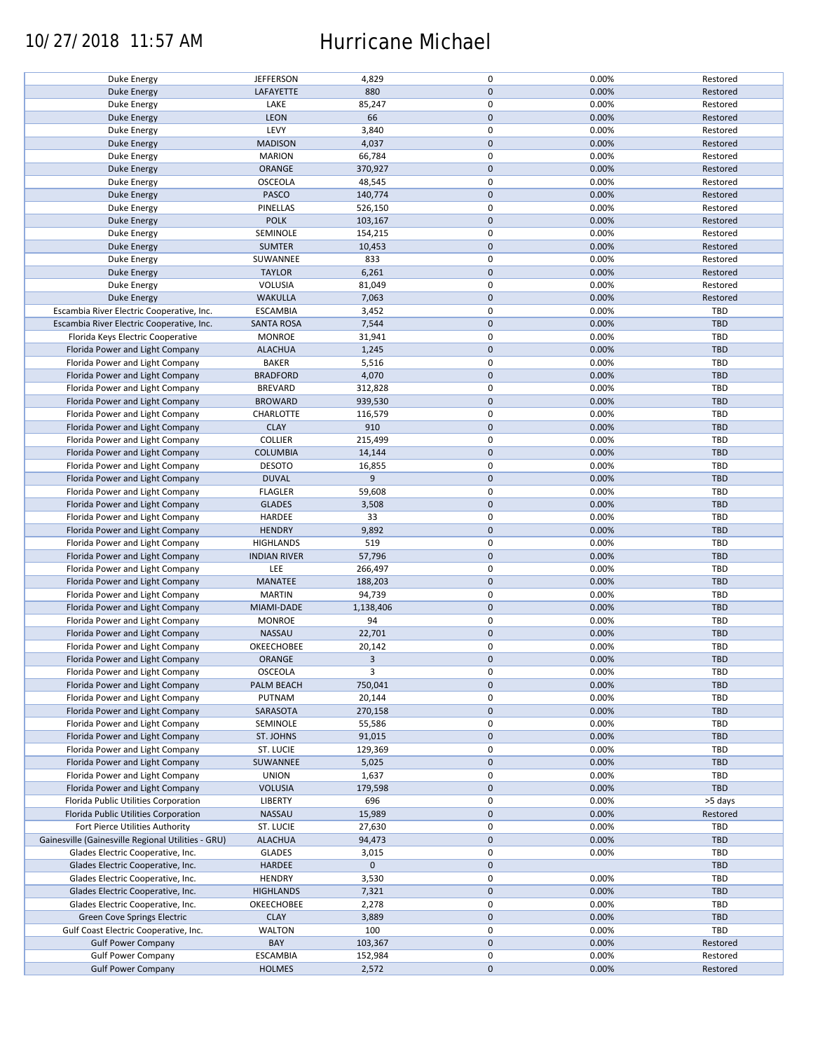| | | | | | |
|---|---|---|---|---|---|
| Duke Energy | JEFFERSON | 4,829 | 0 | 0.00% | Restored |
| Duke Energy | LAFAYETTE | 880 | 0 | 0.00% | Restored |
| Duke Energy | LAKE | 85,247 | 0 | 0.00% | Restored |
| Duke Energy | LEON | 66 | 0 | 0.00% | Restored |
| Duke Energy | LEVY | 3,840 | 0 | 0.00% | Restored |
| Duke Energy | MADISON | 4,037 | 0 | 0.00% | Restored |
| Duke Energy | MARION | 66,784 | 0 | 0.00% | Restored |
| Duke Energy | ORANGE | 370,927 | 0 | 0.00% | Restored |
| Duke Energy | OSCEOLA | 48,545 | 0 | 0.00% | Restored |
| Duke Energy | PASCO | 140,774 | 0 | 0.00% | Restored |
| Duke Energy | PINELLAS | 526,150 | 0 | 0.00% | Restored |
| Duke Energy | POLK | 103,167 | 0 | 0.00% | Restored |
| Duke Energy | SEMINOLE | 154,215 | 0 | 0.00% | Restored |
| Duke Energy | SUMTER | 10,453 | 0 | 0.00% | Restored |
| Duke Energy | SUWANNEE | 833 | 0 | 0.00% | Restored |
| Duke Energy | TAYLOR | 6,261 | 0 | 0.00% | Restored |
| Duke Energy | VOLUSIA | 81,049 | 0 | 0.00% | Restored |
| Duke Energy | WAKULLA | 7,063 | 0 | 0.00% | Restored |
| Escambia River Electric Cooperative, Inc. | ESCAMBIA | 3,452 | 0 | 0.00% | TBD |
| Escambia River Electric Cooperative, Inc. | SANTA ROSA | 7,544 | 0 | 0.00% | TBD |
| Florida Keys Electric Cooperative | MONROE | 31,941 | 0 | 0.00% | TBD |
| Florida Power and Light Company | ALACHUA | 1,245 | 0 | 0.00% | TBD |
| Florida Power and Light Company | BAKER | 5,516 | 0 | 0.00% | TBD |
| Florida Power and Light Company | BRADFORD | 4,070 | 0 | 0.00% | TBD |
| Florida Power and Light Company | BREVARD | 312,828 | 0 | 0.00% | TBD |
| Florida Power and Light Company | BROWARD | 939,530 | 0 | 0.00% | TBD |
| Florida Power and Light Company | CHARLOTTE | 116,579 | 0 | 0.00% | TBD |
| Florida Power and Light Company | CLAY | 910 | 0 | 0.00% | TBD |
| Florida Power and Light Company | COLLIER | 215,499 | 0 | 0.00% | TBD |
| Florida Power and Light Company | COLUMBIA | 14,144 | 0 | 0.00% | TBD |
| Florida Power and Light Company | DESOTO | 16,855 | 0 | 0.00% | TBD |
| Florida Power and Light Company | DUVAL | 9 | 0 | 0.00% | TBD |
| Florida Power and Light Company | FLAGLER | 59,608 | 0 | 0.00% | TBD |
| Florida Power and Light Company | GLADES | 3,508 | 0 | 0.00% | TBD |
| Florida Power and Light Company | HARDEE | 33 | 0 | 0.00% | TBD |
| Florida Power and Light Company | HENDRY | 9,892 | 0 | 0.00% | TBD |
| Florida Power and Light Company | HIGHLANDS | 519 | 0 | 0.00% | TBD |
| Florida Power and Light Company | INDIAN RIVER | 57,796 | 0 | 0.00% | TBD |
| Florida Power and Light Company | LEE | 266,497 | 0 | 0.00% | TBD |
| Florida Power and Light Company | MANATEE | 188,203 | 0 | 0.00% | TBD |
| Florida Power and Light Company | MARTIN | 94,739 | 0 | 0.00% | TBD |
| Florida Power and Light Company | MIAMI-DADE | 1,138,406 | 0 | 0.00% | TBD |
| Florida Power and Light Company | MONROE | 94 | 0 | 0.00% | TBD |
| Florida Power and Light Company | NASSAU | 22,701 | 0 | 0.00% | TBD |
| Florida Power and Light Company | OKEECHOBEE | 20,142 | 0 | 0.00% | TBD |
| Florida Power and Light Company | ORANGE | 3 | 0 | 0.00% | TBD |
| Florida Power and Light Company | OSCEOLA | 3 | 0 | 0.00% | TBD |
| Florida Power and Light Company | PALM BEACH | 750,041 | 0 | 0.00% | TBD |
| Florida Power and Light Company | PUTNAM | 20,144 | 0 | 0.00% | TBD |
| Florida Power and Light Company | SARASOTA | 270,158 | 0 | 0.00% | TBD |
| Florida Power and Light Company | SEMINOLE | 55,586 | 0 | 0.00% | TBD |
| Florida Power and Light Company | ST. JOHNS | 91,015 | 0 | 0.00% | TBD |
| Florida Power and Light Company | ST. LUCIE | 129,369 | 0 | 0.00% | TBD |
| Florida Power and Light Company | SUWANNEE | 5,025 | 0 | 0.00% | TBD |
| Florida Power and Light Company | UNION | 1,637 | 0 | 0.00% | TBD |
| Florida Power and Light Company | VOLUSIA | 179,598 | 0 | 0.00% | TBD |
| Florida Public Utilities Corporation | LIBERTY | 696 | 0 | 0.00% | >5 days |
| Florida Public Utilities Corporation | NASSAU | 15,989 | 0 | 0.00% | Restored |
| Fort Pierce Utilities Authority | ST. LUCIE | 27,630 | 0 | 0.00% | TBD |
| Gainesville (Gainesville Regional Utilities - GRU) | ALACHUA | 94,473 | 0 | 0.00% | TBD |
| Glades Electric Cooperative, Inc. | GLADES | 3,015 | 0 | 0.00% | TBD |
| Glades Electric Cooperative, Inc. | HARDEE | 0 | 0 | | TBD |
| Glades Electric Cooperative, Inc. | HENDRY | 3,530 | 0 | 0.00% | TBD |
| Glades Electric Cooperative, Inc. | HIGHLANDS | 7,321 | 0 | 0.00% | TBD |
| Glades Electric Cooperative, Inc. | OKEECHOBEE | 2,278 | 0 | 0.00% | TBD |
| Green Cove Springs Electric | CLAY | 3,889 | 0 | 0.00% | TBD |
| Gulf Coast Electric Cooperative, Inc. | WALTON | 100 | 0 | 0.00% | TBD |
| Gulf Power Company | BAY | 103,367 | 0 | 0.00% | Restored |
| Gulf Power Company | ESCAMBIA | 152,984 | 0 | 0.00% | Restored |
| Gulf Power Company | HOLMES | 2,572 | 0 | 0.00% | Restored |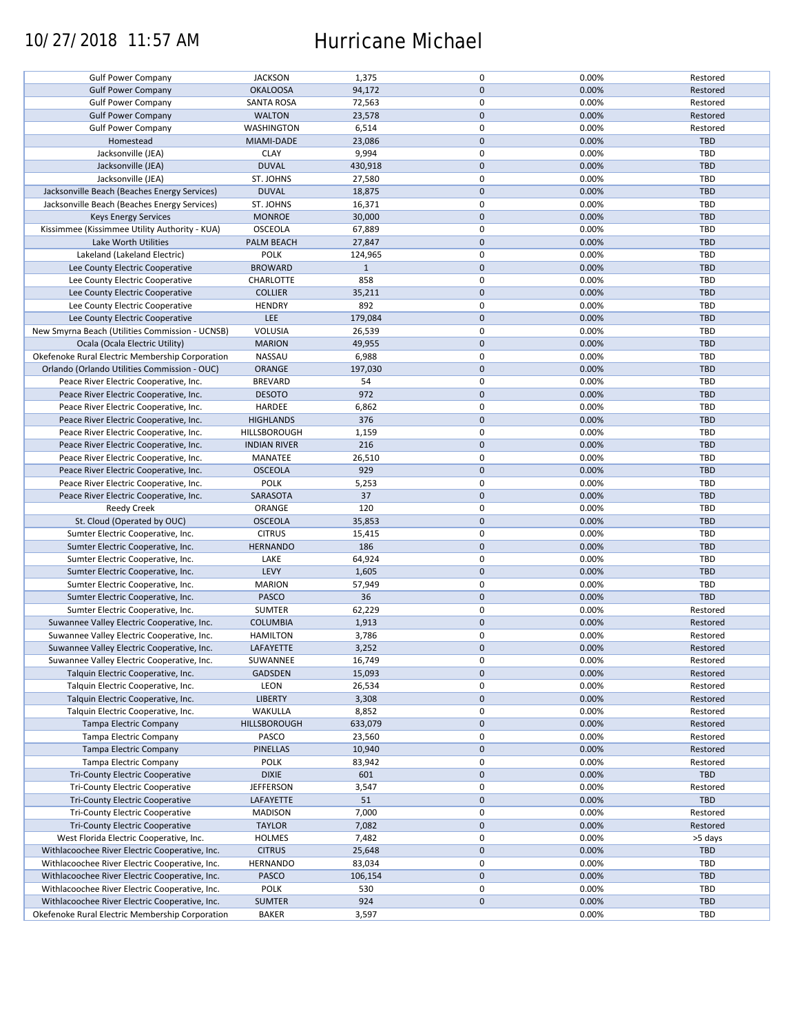10/27/2018 11:57 AM Hurricane Michael

| | | | | | |
|---|---|---|---|---|---|
| Gulf Power Company | JACKSON | 1,375 | 0 | 0.00% | Restored |
| Gulf Power Company | OKALOOSA | 94,172 | 0 | 0.00% | Restored |
| Gulf Power Company | SANTA ROSA | 72,563 | 0 | 0.00% | Restored |
| Gulf Power Company | WALTON | 23,578 | 0 | 0.00% | Restored |
| Gulf Power Company | WASHINGTON | 6,514 | 0 | 0.00% | Restored |
| Homestead | MIAMI-DADE | 23,086 | 0 | 0.00% | TBD |
| Jacksonville (JEA) | CLAY | 9,994 | 0 | 0.00% | TBD |
| Jacksonville (JEA) | DUVAL | 430,918 | 0 | 0.00% | TBD |
| Jacksonville (JEA) | ST. JOHNS | 27,580 | 0 | 0.00% | TBD |
| Jacksonville Beach (Beaches Energy Services) | DUVAL | 18,875 | 0 | 0.00% | TBD |
| Jacksonville Beach (Beaches Energy Services) | ST. JOHNS | 16,371 | 0 | 0.00% | TBD |
| Keys Energy Services | MONROE | 30,000 | 0 | 0.00% | TBD |
| Kissimmee (Kissimmee Utility Authority - KUA) | OSCEOLA | 67,889 | 0 | 0.00% | TBD |
| Lake Worth Utilities | PALM BEACH | 27,847 | 0 | 0.00% | TBD |
| Lakeland (Lakeland Electric) | POLK | 124,965 | 0 | 0.00% | TBD |
| Lee County Electric Cooperative | BROWARD | 1 | 0 | 0.00% | TBD |
| Lee County Electric Cooperative | CHARLOTTE | 858 | 0 | 0.00% | TBD |
| Lee County Electric Cooperative | COLLIER | 35,211 | 0 | 0.00% | TBD |
| Lee County Electric Cooperative | HENDRY | 892 | 0 | 0.00% | TBD |
| Lee County Electric Cooperative | LEE | 179,084 | 0 | 0.00% | TBD |
| New Smyrna Beach (Utilities Commission - UCNSB) | VOLUSIA | 26,539 | 0 | 0.00% | TBD |
| Ocala (Ocala Electric Utility) | MARION | 49,955 | 0 | 0.00% | TBD |
| Okefenoke Rural Electric Membership Corporation | NASSAU | 6,988 | 0 | 0.00% | TBD |
| Orlando (Orlando Utilities Commission - OUC) | ORANGE | 197,030 | 0 | 0.00% | TBD |
| Peace River Electric Cooperative, Inc. | BREVARD | 54 | 0 | 0.00% | TBD |
| Peace River Electric Cooperative, Inc. | DESOTO | 972 | 0 | 0.00% | TBD |
| Peace River Electric Cooperative, Inc. | HARDEE | 6,862 | 0 | 0.00% | TBD |
| Peace River Electric Cooperative, Inc. | HIGHLANDS | 376 | 0 | 0.00% | TBD |
| Peace River Electric Cooperative, Inc. | HILLSBOROUGH | 1,159 | 0 | 0.00% | TBD |
| Peace River Electric Cooperative, Inc. | INDIAN RIVER | 216 | 0 | 0.00% | TBD |
| Peace River Electric Cooperative, Inc. | MANATEE | 26,510 | 0 | 0.00% | TBD |
| Peace River Electric Cooperative, Inc. | OSCEOLA | 929 | 0 | 0.00% | TBD |
| Peace River Electric Cooperative, Inc. | POLK | 5,253 | 0 | 0.00% | TBD |
| Peace River Electric Cooperative, Inc. | SARASOTA | 37 | 0 | 0.00% | TBD |
| Reedy Creek | ORANGE | 120 | 0 | 0.00% | TBD |
| St. Cloud (Operated by OUC) | OSCEOLA | 35,853 | 0 | 0.00% | TBD |
| Sumter Electric Cooperative, Inc. | CITRUS | 15,415 | 0 | 0.00% | TBD |
| Sumter Electric Cooperative, Inc. | HERNANDO | 186 | 0 | 0.00% | TBD |
| Sumter Electric Cooperative, Inc. | LAKE | 64,924 | 0 | 0.00% | TBD |
| Sumter Electric Cooperative, Inc. | LEVY | 1,605 | 0 | 0.00% | TBD |
| Sumter Electric Cooperative, Inc. | MARION | 57,949 | 0 | 0.00% | TBD |
| Sumter Electric Cooperative, Inc. | PASCO | 36 | 0 | 0.00% | TBD |
| Sumter Electric Cooperative, Inc. | SUMTER | 62,229 | 0 | 0.00% | Restored |
| Suwannee Valley Electric Cooperative, Inc. | COLUMBIA | 1,913 | 0 | 0.00% | Restored |
| Suwannee Valley Electric Cooperative, Inc. | HAMILTON | 3,786 | 0 | 0.00% | Restored |
| Suwannee Valley Electric Cooperative, Inc. | LAFAYETTE | 3,252 | 0 | 0.00% | Restored |
| Suwannee Valley Electric Cooperative, Inc. | SUWANNEE | 16,749 | 0 | 0.00% | Restored |
| Talquin Electric Cooperative, Inc. | GADSDEN | 15,093 | 0 | 0.00% | Restored |
| Talquin Electric Cooperative, Inc. | LEON | 26,534 | 0 | 0.00% | Restored |
| Talquin Electric Cooperative, Inc. | LIBERTY | 3,308 | 0 | 0.00% | Restored |
| Talquin Electric Cooperative, Inc. | WAKULLA | 8,852 | 0 | 0.00% | Restored |
| Tampa Electric Company | HILLSBOROUGH | 633,079 | 0 | 0.00% | Restored |
| Tampa Electric Company | PASCO | 23,560 | 0 | 0.00% | Restored |
| Tampa Electric Company | PINELLAS | 10,940 | 0 | 0.00% | Restored |
| Tampa Electric Company | POLK | 83,942 | 0 | 0.00% | Restored |
| Tri-County Electric Cooperative | DIXIE | 601 | 0 | 0.00% | TBD |
| Tri-County Electric Cooperative | JEFFERSON | 3,547 | 0 | 0.00% | Restored |
| Tri-County Electric Cooperative | LAFAYETTE | 51 | 0 | 0.00% | TBD |
| Tri-County Electric Cooperative | MADISON | 7,000 | 0 | 0.00% | Restored |
| Tri-County Electric Cooperative | TAYLOR | 7,082 | 0 | 0.00% | Restored |
| West Florida Electric Cooperative, Inc. | HOLMES | 7,482 | 0 | 0.00% | >5 days |
| Withlacoochee River Electric Cooperative, Inc. | CITRUS | 25,648 | 0 | 0.00% | TBD |
| Withlacoochee River Electric Cooperative, Inc. | HERNANDO | 83,034 | 0 | 0.00% | TBD |
| Withlacoochee River Electric Cooperative, Inc. | PASCO | 106,154 | 0 | 0.00% | TBD |
| Withlacoochee River Electric Cooperative, Inc. | POLK | 530 | 0 | 0.00% | TBD |
| Withlacoochee River Electric Cooperative, Inc. | SUMTER | 924 | 0 | 0.00% | TBD |
| Okefenoke Rural Electric Membership Corporation | BAKER | 3,597 | | 0.00% | TBD |